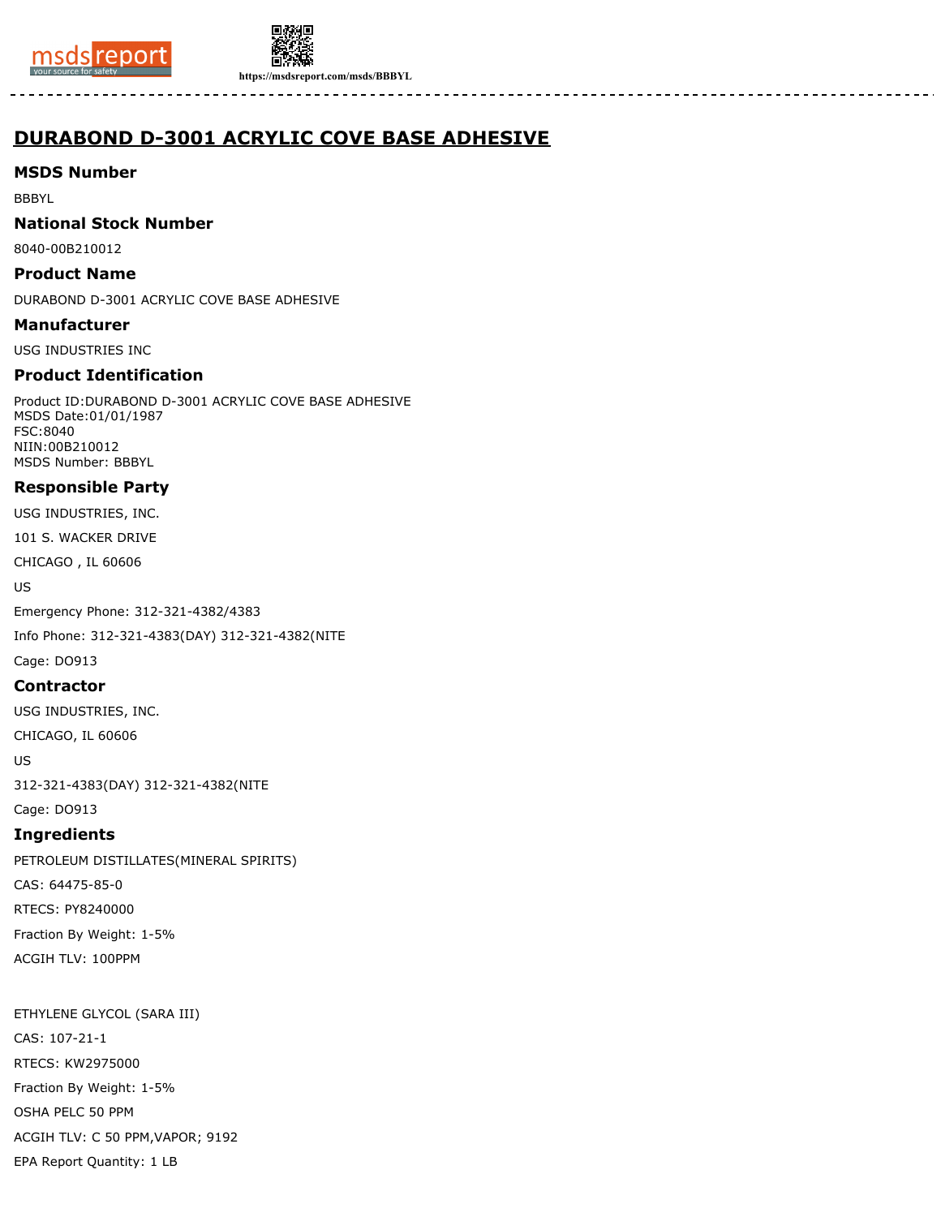# DURABOND D-3001 ACRYLIC COVE BASE ADHESIVE

### MSDS Number

BBBYL

### National Stock Number

8040-00B210012

### Product Name

DURABOND D-3001 ACRYLIC COVE BASE ADHESIVE

### Manufacturer

USG INDUSTRIES INC

### Product Identification

Product ID:DURABOND D-3001 ACRYLIC COVE BASE ADHESIVE
MSDS Date:01/01/1987
FSC:8040
NIIN:00B210012
MSDS Number: BBBYL

### Responsible Party

USG INDUSTRIES, INC.

101 S. WACKER DRIVE

CHICAGO , IL 60606

US

Emergency Phone: 312-321-4382/4383

Info Phone: 312-321-4383(DAY) 312-321-4382(NITE

Cage: DO913

### Contractor

USG INDUSTRIES, INC.

CHICAGO, IL 60606

US

312-321-4383(DAY) 312-321-4382(NITE

Cage: DO913

### Ingredients

PETROLEUM DISTILLATES(MINERAL SPIRITS)

CAS: 64475-85-0

RTECS: PY8240000

Fraction By Weight: 1-5%

ACGIH TLV: 100PPM

ETHYLENE GLYCOL (SARA III)

CAS: 107-21-1

RTECS: KW2975000

Fraction By Weight: 1-5%

OSHA PELC 50 PPM

ACGIH TLV: C 50 PPM,VAPOR; 9192

EPA Report Quantity: 1 LB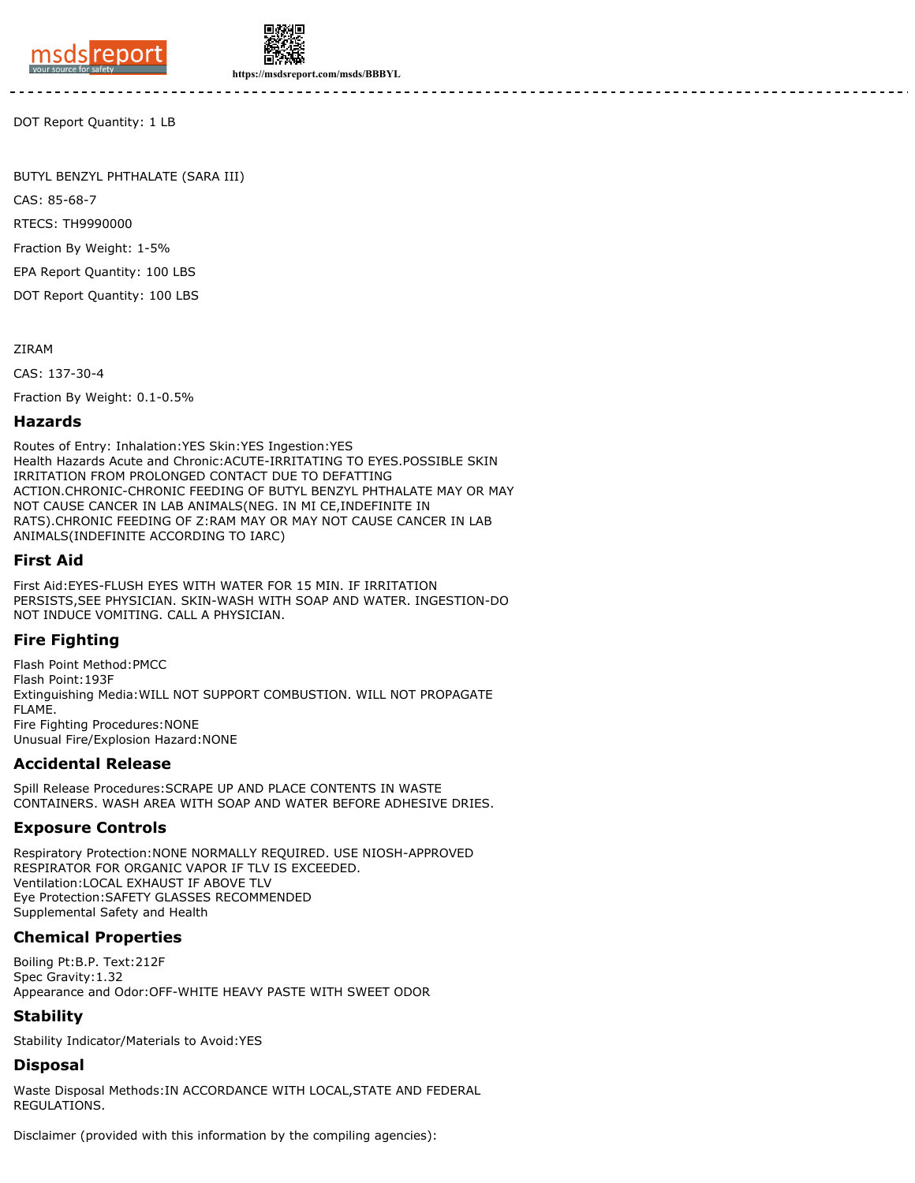DOT Report Quantity: 1 LB

BUTYL BENZYL PHTHALATE (SARA III)

CAS: 85-68-7

RTECS: TH9990000

Fraction By Weight: 1-5%

EPA Report Quantity: 100 LBS

DOT Report Quantity: 100 LBS

ZIRAM

CAS: 137-30-4

Fraction By Weight: 0.1-0.5%

## Hazards

Routes of Entry: Inhalation:YES Skin:YES Ingestion:YES
Health Hazards Acute and Chronic:ACUTE-IRRITATING TO EYES.POSSIBLE SKIN IRRITATION FROM PROLONGED CONTACT DUE TO DEFATTING ACTION.CHRONIC-CHRONIC FEEDING OF BUTYL BENZYL PHTHALATE MAY OR MAY NOT CAUSE CANCER IN LAB ANIMALS(NEG. IN MI CE,INDEFINITE IN RATS).CHRONIC FEEDING OF Z:RAM MAY OR MAY NOT CAUSE CANCER IN LAB ANIMALS(INDEFINITE ACCORDING TO IARC)

## First Aid

First Aid:EYES-FLUSH EYES WITH WATER FOR 15 MIN. IF IRRITATION PERSISTS,SEE PHYSICIAN. SKIN-WASH WITH SOAP AND WATER. INGESTION-DO NOT INDUCE VOMITING. CALL A PHYSICIAN.

## Fire Fighting

Flash Point Method:PMCC
Flash Point:193F
Extinguishing Media:WILL NOT SUPPORT COMBUSTION. WILL NOT PROPAGATE FLAME.
Fire Fighting Procedures:NONE
Unusual Fire/Explosion Hazard:NONE

## Accidental Release

Spill Release Procedures:SCRAPE UP AND PLACE CONTENTS IN WASTE CONTAINERS. WASH AREA WITH SOAP AND WATER BEFORE ADHESIVE DRIES.

## Exposure Controls

Respiratory Protection:NONE NORMALLY REQUIRED. USE NIOSH-APPROVED RESPIRATOR FOR ORGANIC VAPOR IF TLV IS EXCEEDED.
Ventilation:LOCAL EXHAUST IF ABOVE TLV
Eye Protection:SAFETY GLASSES RECOMMENDED
Supplemental Safety and Health

## Chemical Properties

Boiling Pt:B.P. Text:212F
Spec Gravity:1.32
Appearance and Odor:OFF-WHITE HEAVY PASTE WITH SWEET ODOR

## Stability

Stability Indicator/Materials to Avoid:YES

## Disposal

Waste Disposal Methods:IN ACCORDANCE WITH LOCAL,STATE AND FEDERAL REGULATIONS.

Disclaimer (provided with this information by the compiling agencies):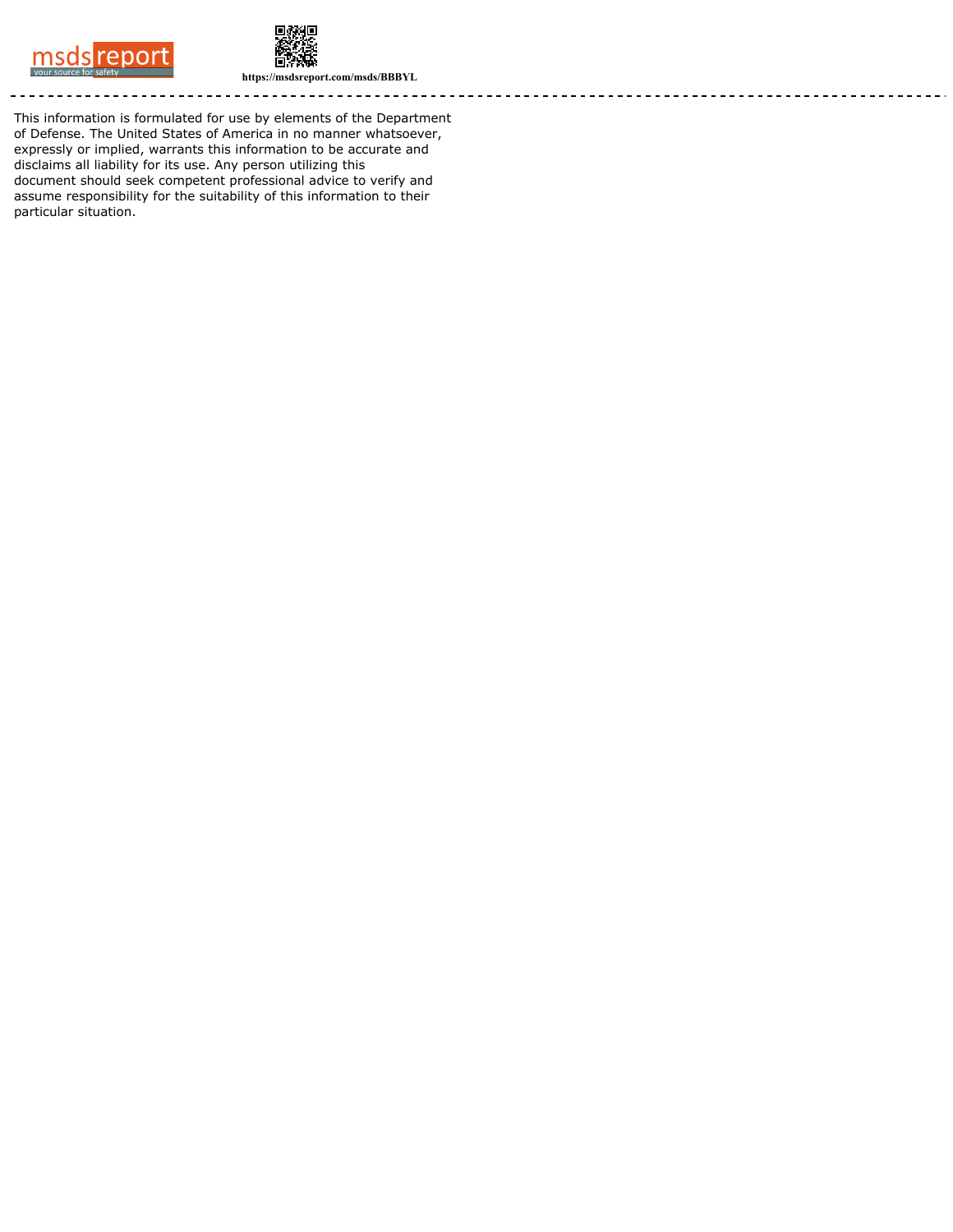This information is formulated for use by elements of the Department of Defense. The United States of America in no manner whatsoever, expressly or implied, warrants this information to be accurate and disclaims all liability for its use. Any person utilizing this document should seek competent professional advice to verify and assume responsibility for the suitability of this information to their particular situation.